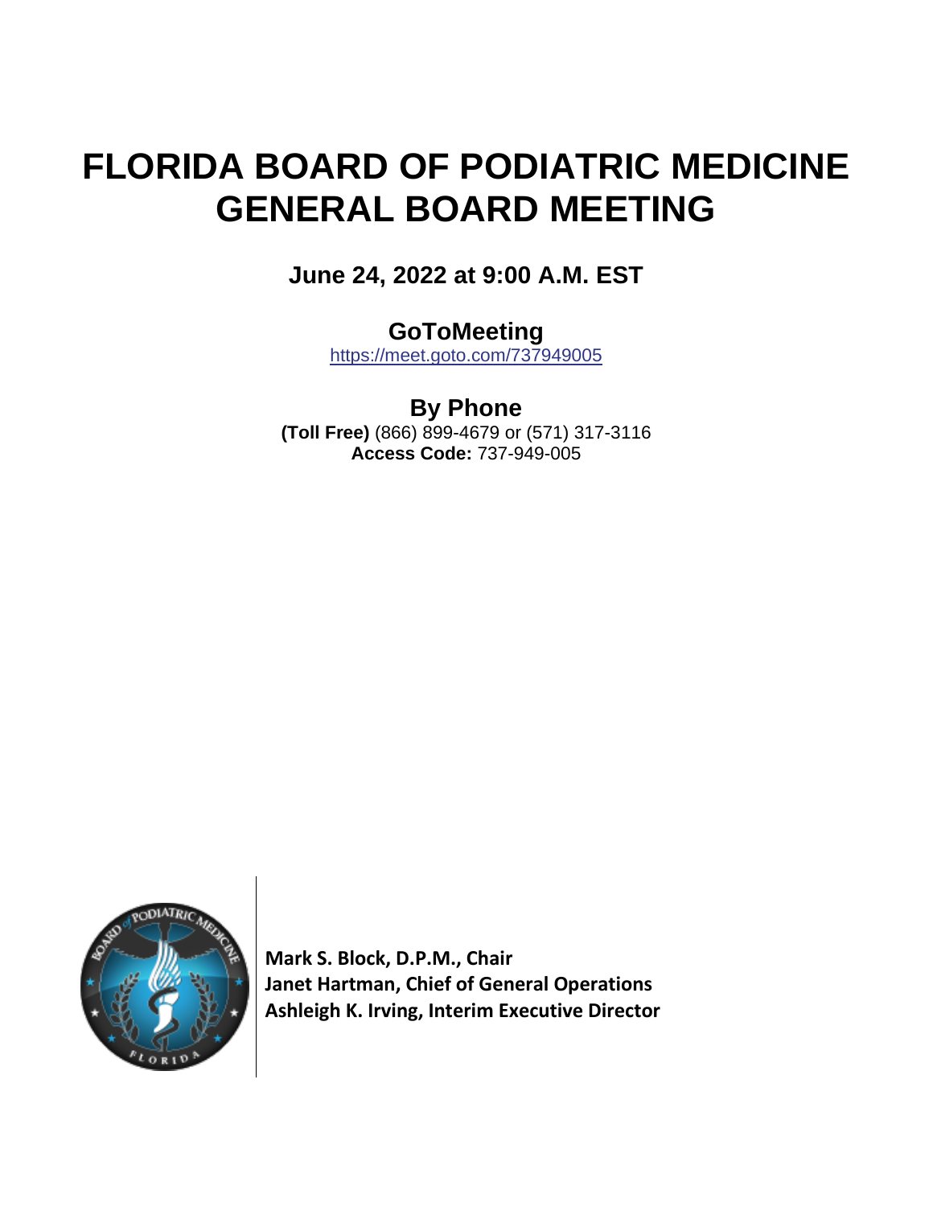# FLORIDA BOARD OF PODIATRIC MEDICINE GENERAL BOARD MEETING

**June 24, 2022 at 9:00 A.M. EST**

## GoToMeeting

https://meet.goto.com/737949005

## By Phone

**(Toll Free)** (866) 899-4679 or (571) 317-3116
**Access Code:** 737-949-005

**Mark S. Block, D.P.M., Chair**
**Janet Hartman, Chief of General Operations**
**Ashleigh K. Irving, Interim Executive Director**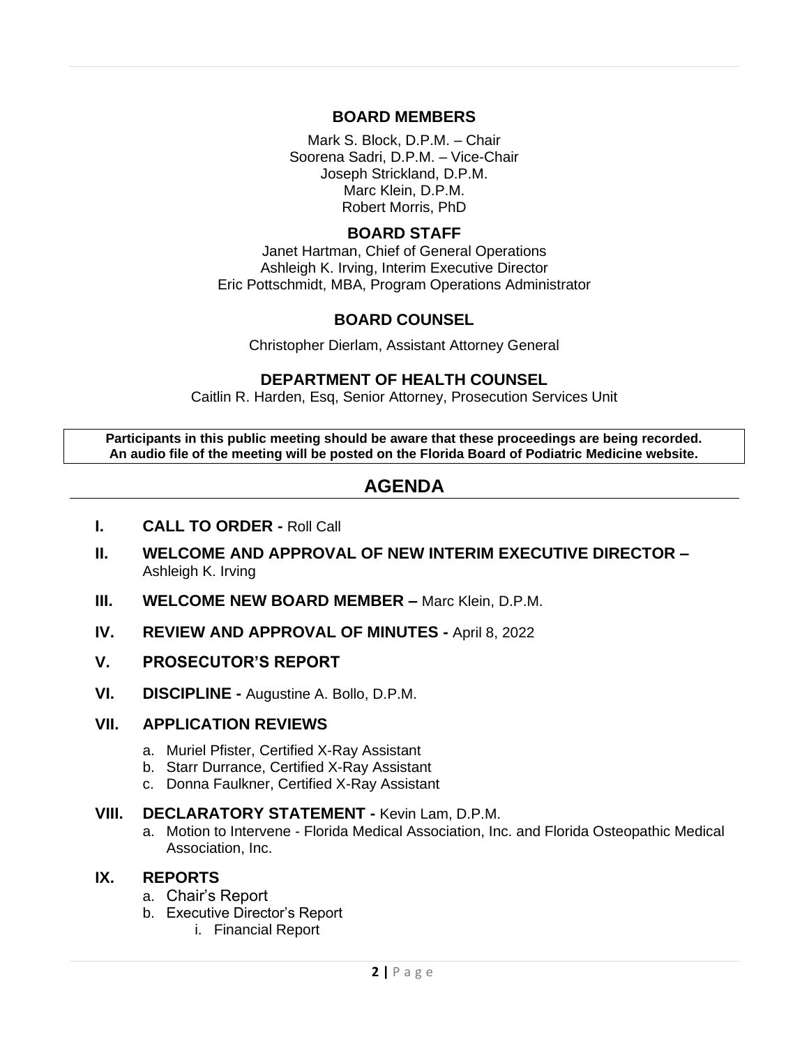## BOARD MEMBERS

Mark S. Block, D.P.M. – Chair
Soorena Sadri, D.P.M. – Vice-Chair
Joseph Strickland, D.P.M.
Marc Klein, D.P.M.
Robert Morris, PhD

## BOARD STAFF

Janet Hartman, Chief of General Operations
Ashleigh K. Irving, Interim Executive Director
Eric Pottschmidt, MBA, Program Operations Administrator

## BOARD COUNSEL

Christopher Dierlam, Assistant Attorney General

## DEPARTMENT OF HEALTH COUNSEL

Caitlin R. Harden, Esq, Senior Attorney, Prosecution Services Unit

**Participants in this public meeting should be aware that these proceedings are being recorded. An audio file of the meeting will be posted on the Florida Board of Podiatric Medicine website.**

# AGENDA

**I. CALL TO ORDER -** Roll Call

**II. WELCOME AND APPROVAL OF NEW INTERIM EXECUTIVE DIRECTOR –** Ashleigh K. Irving

**III. WELCOME NEW BOARD MEMBER –** Marc Klein, D.P.M.

**IV. REVIEW AND APPROVAL OF MINUTES -** April 8, 2022

**V. PROSECUTOR'S REPORT**

**VI. DISCIPLINE -** Augustine A. Bollo, D.P.M.

**VII. APPLICATION REVIEWS**

a. Muriel Pfister, Certified X-Ray Assistant
b. Starr Durrance, Certified X-Ray Assistant
c. Donna Faulkner, Certified X-Ray Assistant

**VIII. DECLARATORY STATEMENT -** Kevin Lam, D.P.M.

a. Motion to Intervene - Florida Medical Association, Inc. and Florida Osteopathic Medical Association, Inc.

**IX. REPORTS**

a. Chair's Report
b. Executive Director's Report
   i. Financial Report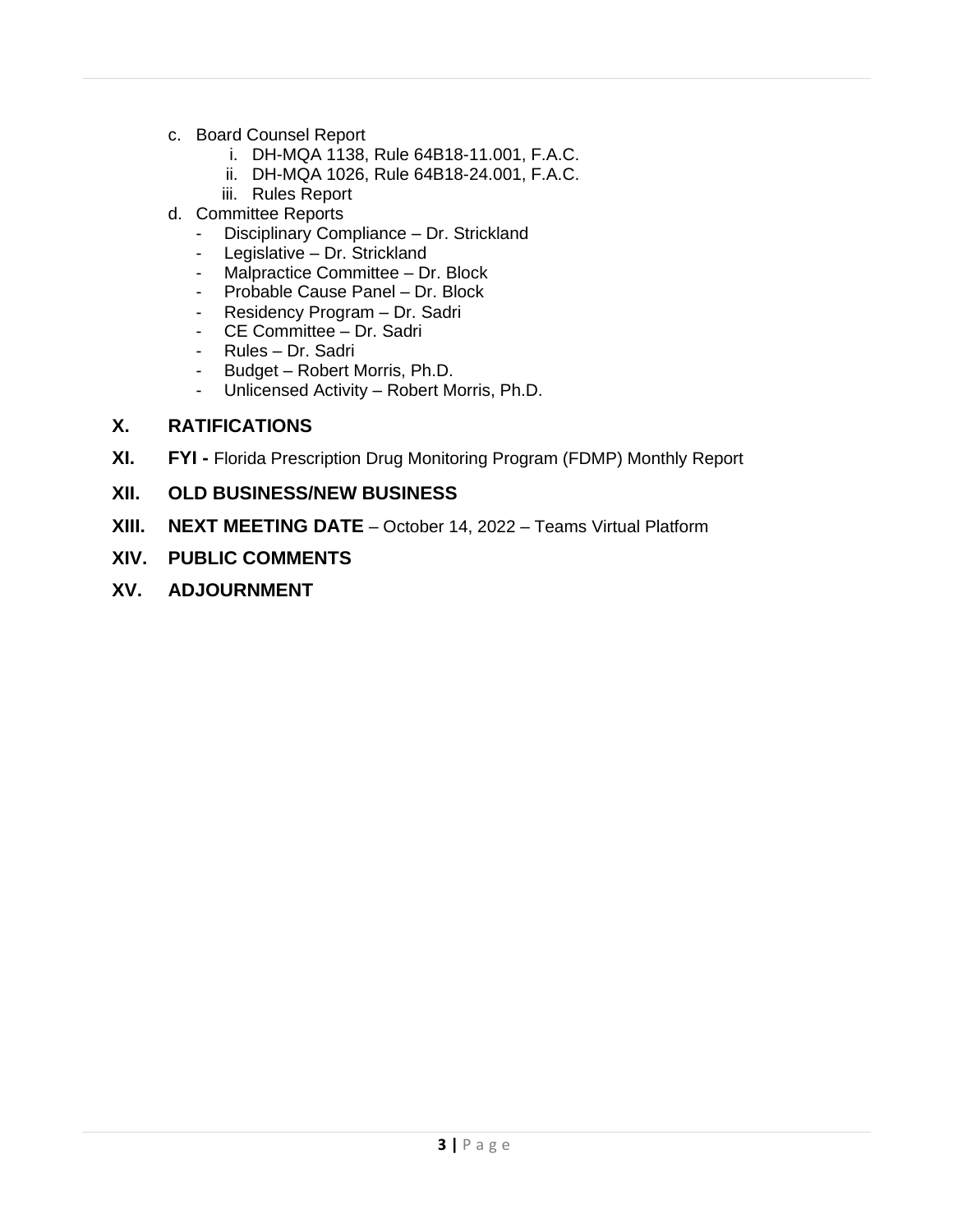c. Board Counsel Report
   i. DH-MQA 1138, Rule 64B18-11.001, F.A.C.
   ii. DH-MQA 1026, Rule 64B18-24.001, F.A.C.
   iii. Rules Report
d. Committee Reports
   - Disciplinary Compliance – Dr. Strickland
   - Legislative – Dr. Strickland
   - Malpractice Committee – Dr. Block
   - Probable Cause Panel – Dr. Block
   - Residency Program – Dr. Sadri
   - CE Committee – Dr. Sadri
   - Rules – Dr. Sadri
   - Budget – Robert Morris, Ph.D.
   - Unlicensed Activity – Robert Morris, Ph.D.

**X. RATIFICATIONS**

**XI. FYI -** Florida Prescription Drug Monitoring Program (FDMP) Monthly Report

**XII. OLD BUSINESS/NEW BUSINESS**

**XIII. NEXT MEETING DATE** – October 14, 2022 – Teams Virtual Platform

**XIV. PUBLIC COMMENTS**

**XV. ADJOURNMENT**